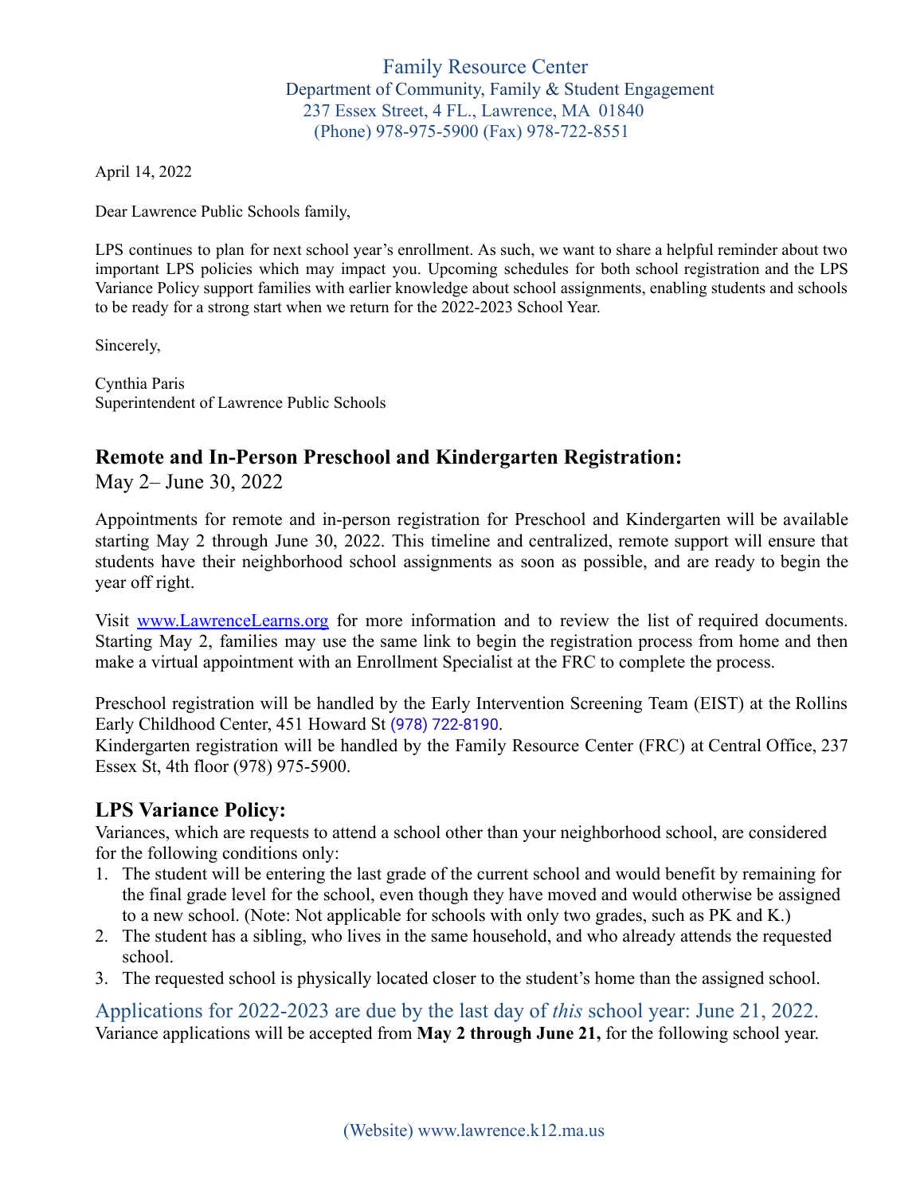Family Resource Center
Department of Community, Family & Student Engagement
237 Essex Street, 4 FL., Lawrence, MA 01840
(Phone) 978-975-5900 (Fax) 978-722-8551

April 14, 2022

Dear Lawrence Public Schools family,

LPS continues to plan for next school year's enrollment. As such, we want to share a helpful reminder about two important LPS policies which may impact you. Upcoming schedules for both school registration and the LPS Variance Policy support families with earlier knowledge about school assignments, enabling students and schools to be ready for a strong start when we return for the 2022-2023 School Year.

Sincerely,

Cynthia Paris
Superintendent of Lawrence Public Schools

## Remote and In-Person Preschool and Kindergarten Registration:

May 2– June 30, 2022

Appointments for remote and in-person registration for Preschool and Kindergarten will be available starting May 2 through June 30, 2022. This timeline and centralized, remote support will ensure that students have their neighborhood school assignments as soon as possible, and are ready to begin the year off right.

Visit www.LawrenceLearns.org for more information and to review the list of required documents. Starting May 2, families may use the same link to begin the registration process from home and then make a virtual appointment with an Enrollment Specialist at the FRC to complete the process.

Preschool registration will be handled by the Early Intervention Screening Team (EIST) at the Rollins Early Childhood Center, 451 Howard St (978) 722-8190.
Kindergarten registration will be handled by the Family Resource Center (FRC) at Central Office, 237 Essex St, 4th floor (978) 975-5900.

## LPS Variance Policy:

Variances, which are requests to attend a school other than your neighborhood school, are considered for the following conditions only:

1. The student will be entering the last grade of the current school and would benefit by remaining for the final grade level for the school, even though they have moved and would otherwise be assigned to a new school. (Note: Not applicable for schools with only two grades, such as PK and K.)
2. The student has a sibling, who lives in the same household, and who already attends the requested school.
3. The requested school is physically located closer to the student's home than the assigned school.

Applications for 2022-2023 are due by the last day of *this* school year: June 21, 2022.
Variance applications will be accepted from **May 2 through June 21,** for the following school year.

(Website) www.lawrence.k12.ma.us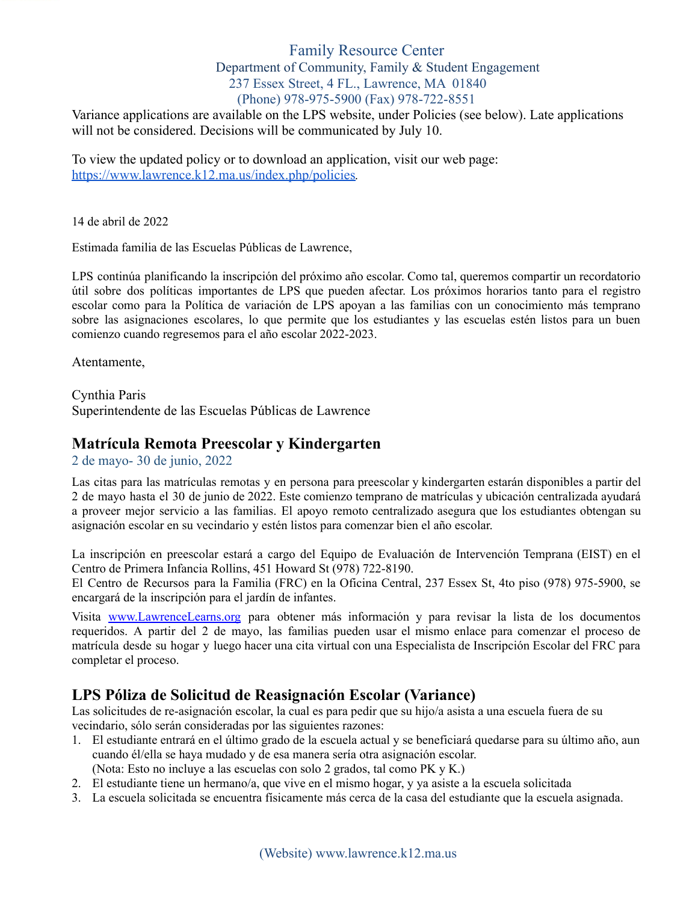Family Resource Center
Department of Community, Family & Student Engagement
237 Essex Street, 4 FL., Lawrence, MA 01840
(Phone) 978-975-5900 (Fax) 978-722-8551

Variance applications are available on the LPS website, under Policies (see below). Late applications will not be considered. Decisions will be communicated by July 10.

To view the updated policy or to download an application, visit our web page: https://www.lawrence.k12.ma.us/index.php/policies.

14 de abril de 2022

Estimada familia de las Escuelas Públicas de Lawrence,

LPS continúa planificando la inscripción del próximo año escolar. Como tal, queremos compartir un recordatorio útil sobre dos políticas importantes de LPS que pueden afectar. Los próximos horarios tanto para el registro escolar como para la Política de variación de LPS apoyan a las familias con un conocimiento más temprano sobre las asignaciones escolares, lo que permite que los estudiantes y las escuelas estén listos para un buen comienzo cuando regresemos para el año escolar 2022-2023.

Atentamente,

Cynthia Paris
Superintendente de las Escuelas Públicas de Lawrence

## Matrícula Remota Preescolar y Kindergarten

2 de mayo- 30 de junio, 2022

Las citas para las matrículas remotas y en persona para preescolar y kindergarten estarán disponibles a partir del 2 de mayo hasta el 30 de junio de 2022. Este comienzo temprano de matrículas y ubicación centralizada ayudará a proveer mejor servicio a las familias. El apoyo remoto centralizado asegura que los estudiantes obtengan su asignación escolar en su vecindario y estén listos para comenzar bien el año escolar.

La inscripción en preescolar estará a cargo del Equipo de Evaluación de Intervención Temprana (EIST) en el Centro de Primera Infancia Rollins, 451 Howard St (978) 722-8190.
El Centro de Recursos para la Familia (FRC) en la Oficina Central, 237 Essex St, 4to piso (978) 975-5900, se encargará de la inscripción para el jardín de infantes.

Visita www.LawrenceLearns.org para obtener más información y para revisar la lista de los documentos requeridos. A partir del 2 de mayo, las familias pueden usar el mismo enlace para comenzar el proceso de matrícula desde su hogar y luego hacer una cita virtual con una Especialista de Inscripción Escolar del FRC para completar el proceso.

## LPS Póliza de Solicitud de Reasignación Escolar (Variance)

Las solicitudes de re-asignación escolar, la cual es para pedir que su hijo/a asista a una escuela fuera de su vecindario, sólo serán consideradas por las siguientes razones:

1. El estudiante entrará en el último grado de la escuela actual y se beneficiará quedarse para su último año, aun cuando él/ella se haya mudado y de esa manera sería otra asignación escolar.
   (Nota: Esto no incluye a las escuelas con solo 2 grados, tal como PK y K.)
2. El estudiante tiene un hermano/a, que vive en el mismo hogar, y ya asiste a la escuela solicitada
3. La escuela solicitada se encuentra físicamente más cerca de la casa del estudiante que la escuela asignada.

(Website) www.lawrence.k12.ma.us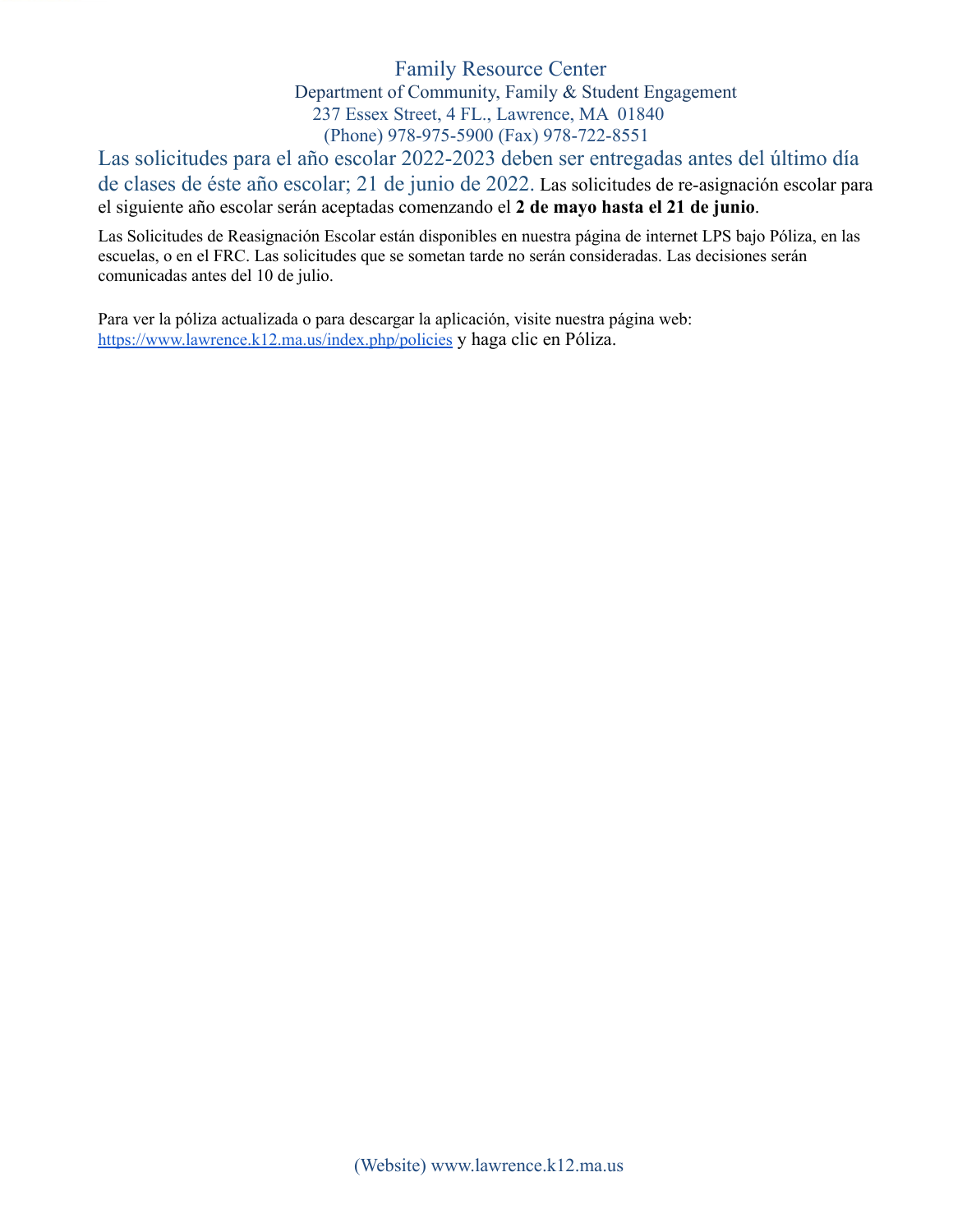Family Resource Center
Department of Community, Family & Student Engagement
237 Essex Street, 4 FL., Lawrence, MA 01840
(Phone) 978-975-5900 (Fax) 978-722-8551

Las solicitudes para el año escolar 2022-2023 deben ser entregadas antes del último día de clases de éste año escolar; 21 de junio de 2022. Las solicitudes de re-asignación escolar para el siguiente año escolar serán aceptadas comenzando el **2 de mayo hasta el 21 de junio**.

Las Solicitudes de Reasignación Escolar están disponibles en nuestra página de internet LPS bajo Póliza, en las escuelas, o en el FRC. Las solicitudes que se sometan tarde no serán consideradas. Las decisiones serán comunicadas antes del 10 de julio.

Para ver la póliza actualizada o para descargar la aplicación, visite nuestra página web: https://www.lawrence.k12.ma.us/index.php/policies y haga clic en Póliza.

(Website) www.lawrence.k12.ma.us